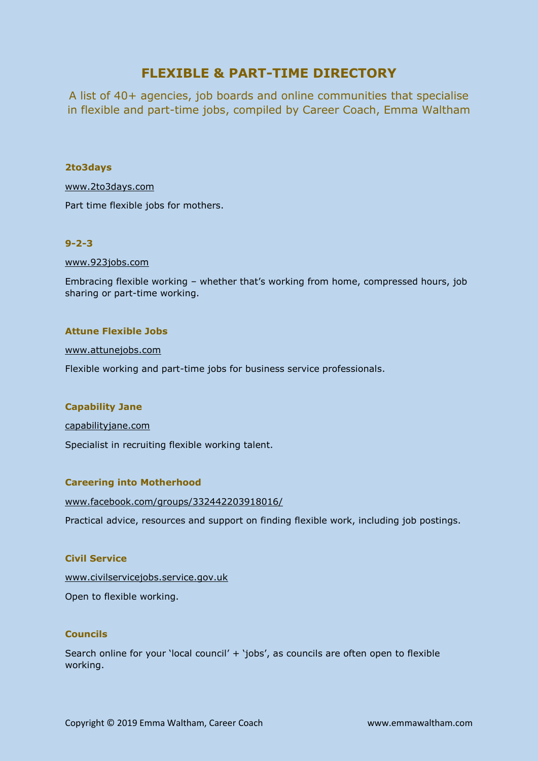# FLEXIBLE & PART-TIME DIRECTORY

A list of 40+ agencies, job boards and online communities that specialise in flexible and part-time jobs, compiled by Career Coach, Emma Waltham

### 2to3days

www.2to3days.com

Part time flexible jobs for mothers.

### 9-2-3

www.923jobs.com

Embracing flexible working – whether that's working from home, compressed hours, job sharing or part-time working.

### Attune Flexible Jobs

www.attunejobs.com

Flexible working and part-time jobs for business service professionals.

### Capability Jane

capabilityjane.com

Specialist in recruiting flexible working talent.

### Careering into Motherhood

www.facebook.com/groups/332442203918016/

Practical advice, resources and support on finding flexible work, including job postings.

### Civil Service

www.civilservicejobs.service.gov.uk

Open to flexible working.

### Councils

Search online for your 'local council' + 'jobs', as councils are often open to flexible working.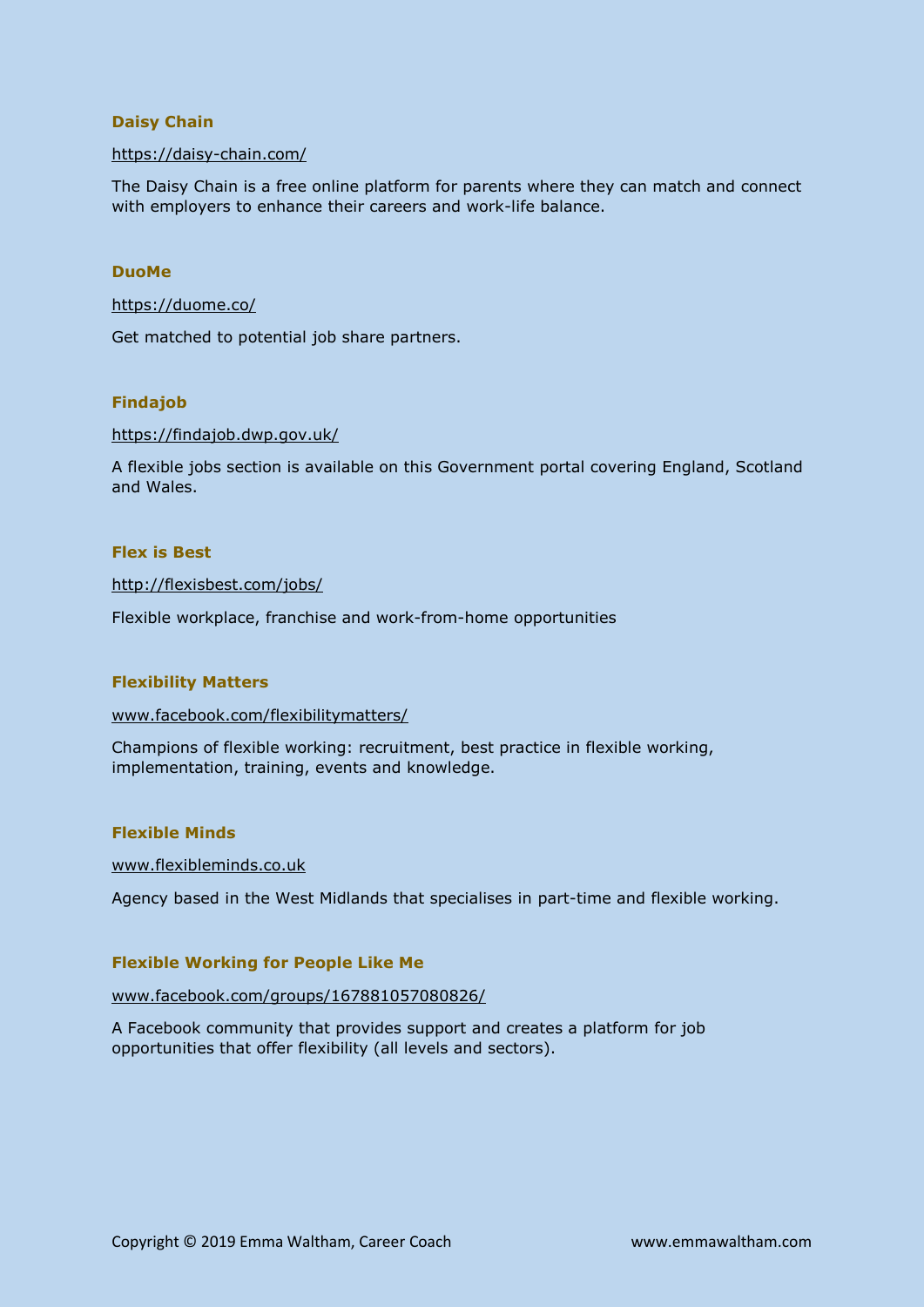### Daisy Chain

https://daisy-chain.com/

The Daisy Chain is a free online platform for parents where they can match and connect with employers to enhance their careers and work-life balance.

### DuoMe

https://duome.co/

Get matched to potential job share partners.

### Findajob

https://findajob.dwp.gov.uk/

A flexible jobs section is available on this Government portal covering England, Scotland and Wales.

### Flex is Best

http://flexisbest.com/jobs/

Flexible workplace, franchise and work-from-home opportunities

### Flexibility Matters

www.facebook.com/flexibilitymatters/

Champions of flexible working: recruitment, best practice in flexible working, implementation, training, events and knowledge.

### Flexible Minds

www.flexibleminds.co.uk

Agency based in the West Midlands that specialises in part-time and flexible working.

### Flexible Working for People Like Me

www.facebook.com/groups/167881057080826/

A Facebook community that provides support and creates a platform for job opportunities that offer flexibility (all levels and sectors).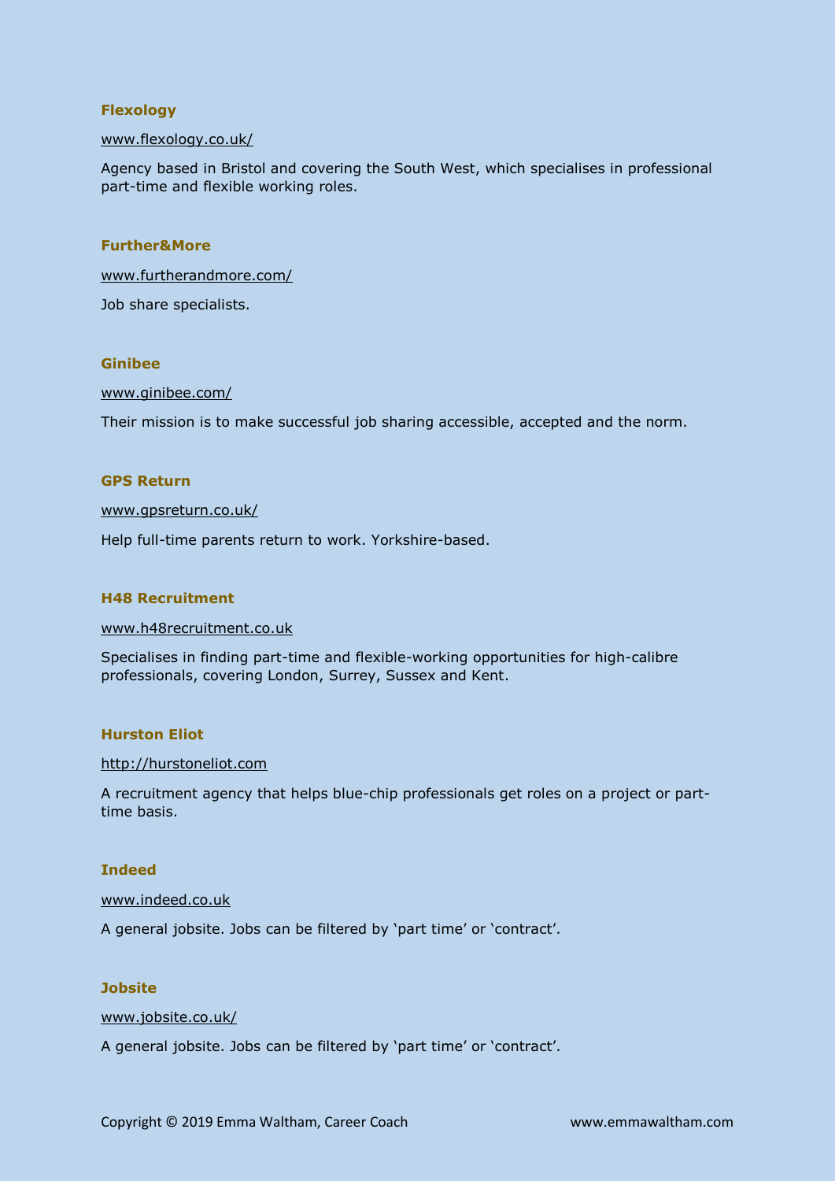### Flexology

www.flexology.co.uk/

Agency based in Bristol and covering the South West, which specialises in professional part-time and flexible working roles.

### Further&More

www.furtherandmore.com/

Job share specialists.

### Ginibee

www.ginibee.com/

Their mission is to make successful job sharing accessible, accepted and the norm.

### GPS Return

www.gpsreturn.co.uk/

Help full-time parents return to work. Yorkshire-based.

### H48 Recruitment

www.h48recruitment.co.uk

Specialises in finding part-time and flexible-working opportunities for high-calibre professionals, covering London, Surrey, Sussex and Kent.

### Hurston Eliot

http://hurstoneliot.com

A recruitment agency that helps blue-chip professionals get roles on a project or part-time basis.

### Indeed

www.indeed.co.uk

A general jobsite. Jobs can be filtered by 'part time' or 'contract'.

### Jobsite

www.jobsite.co.uk/

A general jobsite. Jobs can be filtered by 'part time' or 'contract'.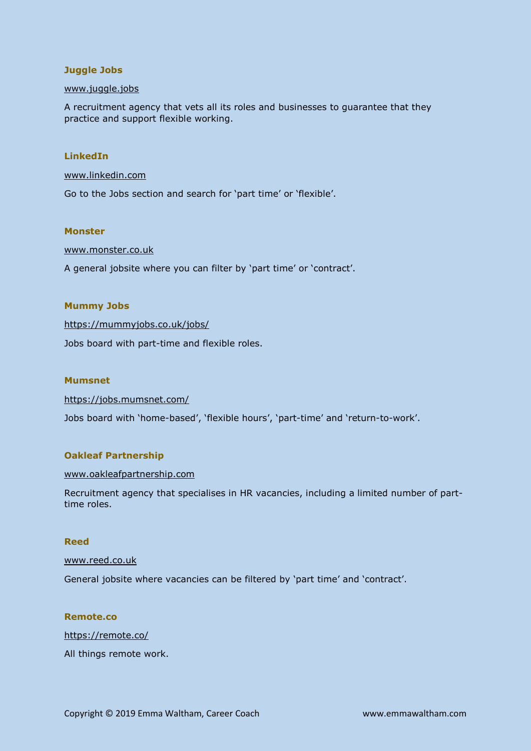### Juggle Jobs

www.juggle.jobs

A recruitment agency that vets all its roles and businesses to guarantee that they practice and support flexible working.

### LinkedIn

www.linkedin.com

Go to the Jobs section and search for 'part time' or 'flexible'.

### Monster

www.monster.co.uk

A general jobsite where you can filter by 'part time' or 'contract'.

### Mummy Jobs

https://mummyjobs.co.uk/jobs/

Jobs board with part-time and flexible roles.

### Mumsnet

https://jobs.mumsnet.com/

Jobs board with 'home-based', 'flexible hours', 'part-time' and 'return-to-work'.

### Oakleaf Partnership

www.oakleafpartnership.com

Recruitment agency that specialises in HR vacancies, including a limited number of part-time roles.

### Reed

www.reed.co.uk

General jobsite where vacancies can be filtered by 'part time' and 'contract'.

### Remote.co

https://remote.co/

All things remote work.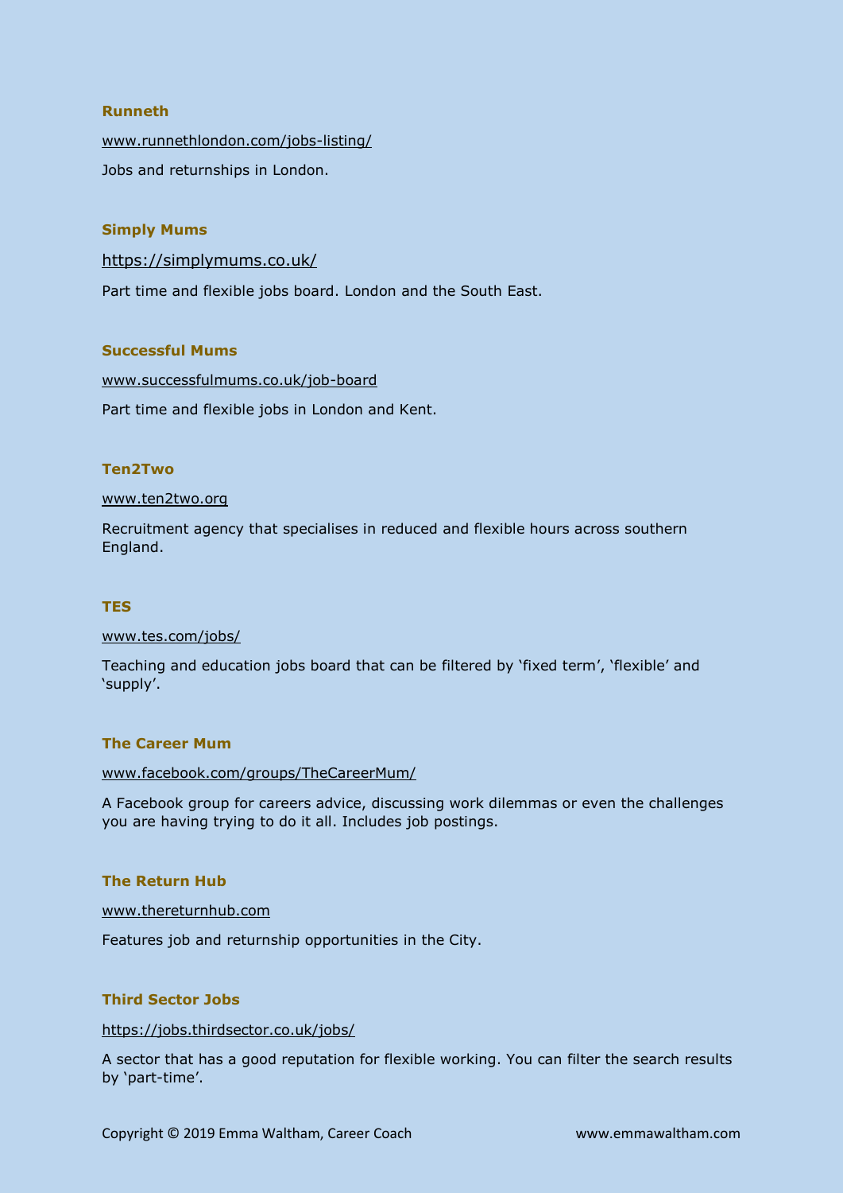**Runneth**

www.runnethlondon.com/jobs-listing/

Jobs and returnships in London.

**Simply Mums**

https://simplymums.co.uk/

Part time and flexible jobs board. London and the South East.

**Successful Mums**

www.successfulmums.co.uk/job-board

Part time and flexible jobs in London and Kent.

**Ten2Two**

www.ten2two.org

Recruitment agency that specialises in reduced and flexible hours across southern England.

**TES**

www.tes.com/jobs/

Teaching and education jobs board that can be filtered by 'fixed term', 'flexible' and 'supply'.

**The Career Mum**

www.facebook.com/groups/TheCareerMum/

A Facebook group for careers advice, discussing work dilemmas or even the challenges you are having trying to do it all. Includes job postings.

**The Return Hub**

www.thereturnhub.com

Features job and returnship opportunities in the City.

**Third Sector Jobs**

https://jobs.thirdsector.co.uk/jobs/

A sector that has a good reputation for flexible working. You can filter the search results by 'part-time'.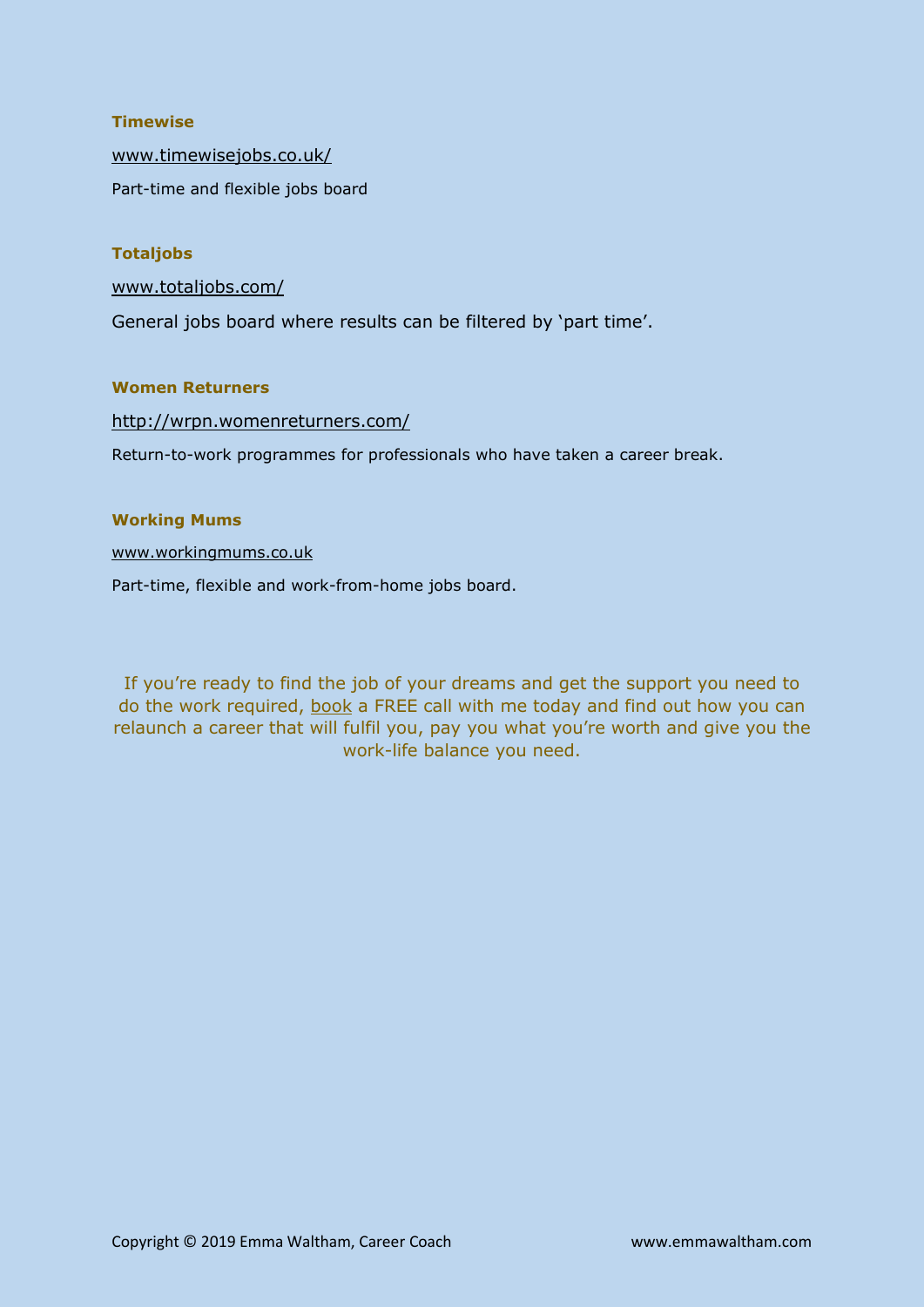**Timewise**

www.timewisejobs.co.uk/

Part-time and flexible jobs board

**Totaljobs**

www.totaljobs.com/

General jobs board where results can be filtered by 'part time'.

**Women Returners**

http://wrpn.womenreturners.com/

Return-to-work programmes for professionals who have taken a career break.

**Working Mums**

www.workingmums.co.uk

Part-time, flexible and work-from-home jobs board.

If you're ready to find the job of your dreams and get the support you need to do the work required, book a FREE call with me today and find out how you can relaunch a career that will fulfil you, pay you what you're worth and give you the work-life balance you need.